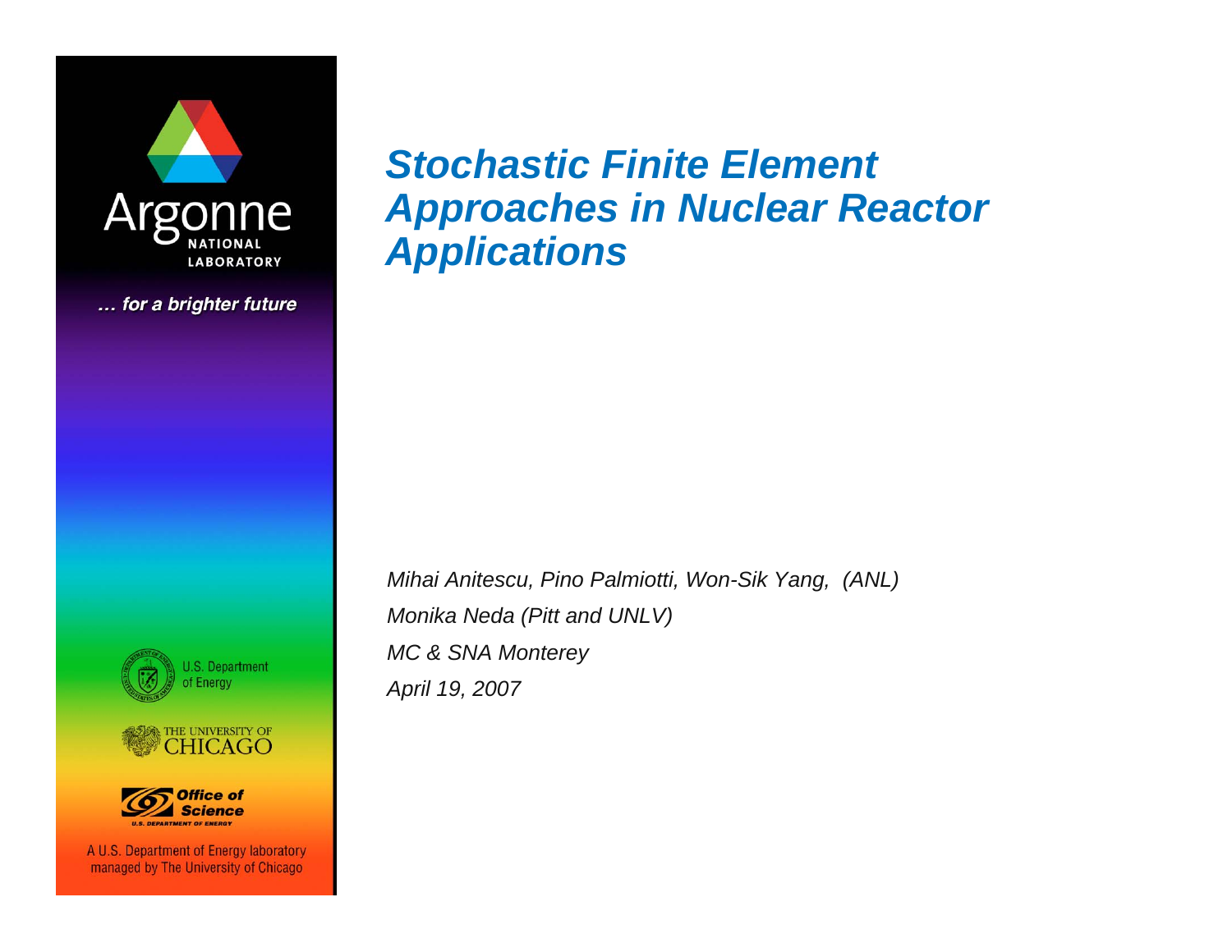# *Stochastic Finite Element Approaches in Nuclear Reactor Applications*

*Mihai Anitescu, Pino Palmiotti, Won-Sik Yang, (ANL)*

*Monika Neda (Pitt and UNLV)*

*MC & SNA Monterey*

*April 19, 2007*

Argonne NATIONAL LABORATORY

... for a brighter future

U.S. Department of Energy

THE UNIVERSITY OF CHICAGO

Office of Science U.S. DEPARTMENT OF ENERGY

A U.S. Department of Energy laboratory managed by The University of Chicago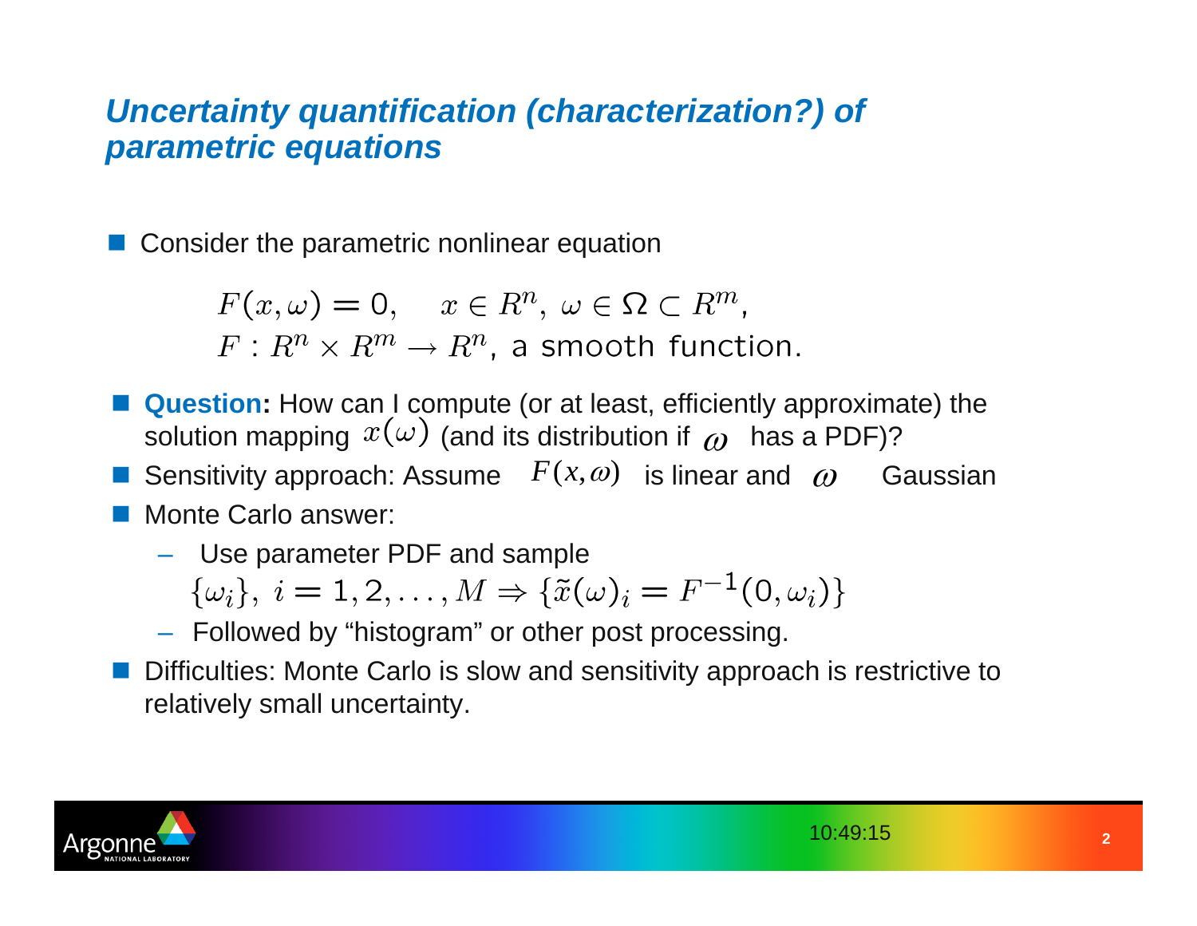## *Uncertainty quantification (characterization?) of parametric equations*

- Consider the parametric nonlinear equation

$$F(x,\omega) = 0, \quad x \in R^n,\ \omega \in \Omega \subset R^m,$$
$$F : R^n \times R^m \to R^n, \text{ a smooth function.}$$

- **Question:** How can I compute (or at least, efficiently approximate) the solution mapping $x(\omega)$ (and its distribution if $\omega$ has a PDF)?
- Sensitivity approach: Assume $F(x,\omega)$ is linear and $\omega$ Gaussian
- Monte Carlo answer:
  - Use parameter PDF and sample
    $\{\omega_i\},\ i = 1, 2, \ldots, M \Rightarrow \{\tilde{x}(\omega)_i = F^{-1}(0, \omega_i)\}$
  - Followed by "histogram" or other post processing.
- Difficulties: Monte Carlo is slow and sensitivity approach is restrictive to relatively small uncertainty.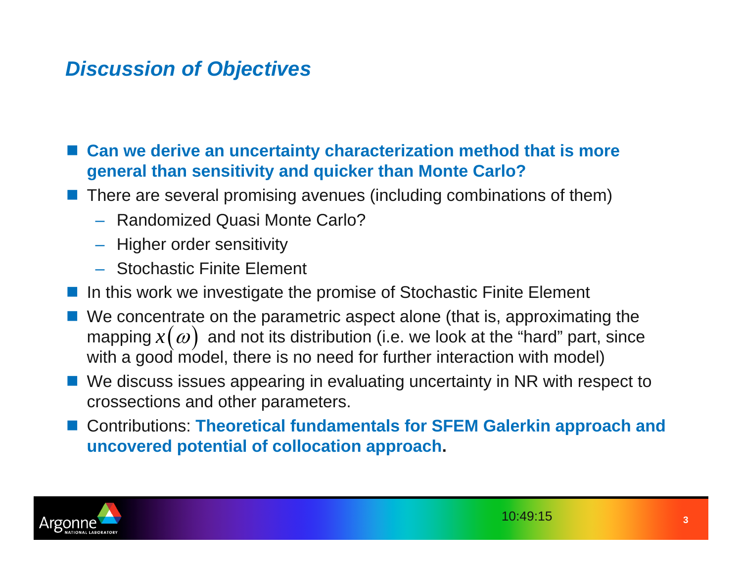## *Discussion of Objectives*

- **Can we derive an uncertainty characterization method that is more general than sensitivity and quicker than Monte Carlo?**
- There are several promising avenues (including combinations of them)
  - Randomized Quasi Monte Carlo?
  - Higher order sensitivity
  - Stochastic Finite Element
- In this work we investigate the promise of Stochastic Finite Element
- We concentrate on the parametric aspect alone (that is, approximating the mapping $x(\omega)$ and not its distribution (i.e. we look at the "hard" part, since with a good model, there is no need for further interaction with model)
- We discuss issues appearing in evaluating uncertainty in NR with respect to crossections and other parameters.
- Contributions: **Theoretical fundamentals for SFEM Galerkin approach and uncovered potential of collocation approach.**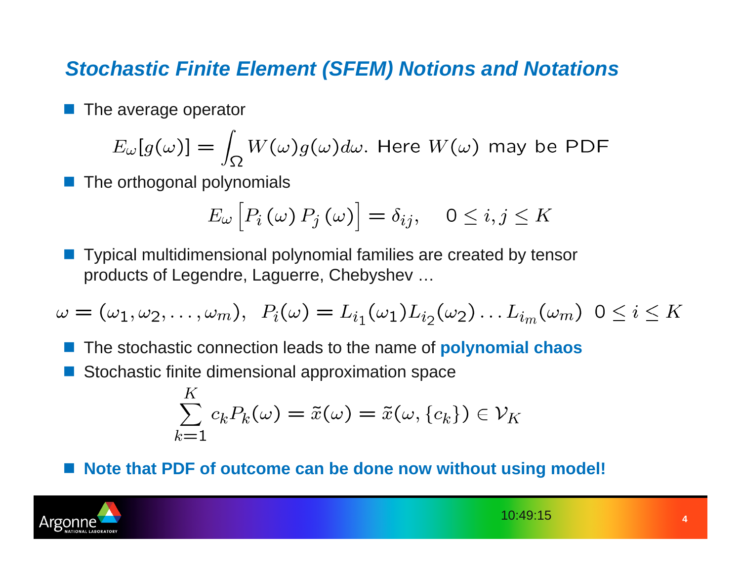# *Stochastic Finite Element (SFEM) Notions and Notations*

- The average operator

$$E_\omega[g(\omega)] = \int_\Omega W(\omega) g(\omega) d\omega. \text{ Here } W(\omega) \text{ may be PDF}$$

- The orthogonal polynomials

$$E_\omega\left[P_i(\omega)\, P_j(\omega)\right] = \delta_{ij}, \quad 0 \leq i, j \leq K$$

- Typical multidimensional polynomial families are created by tensor products of Legendre, Laguerre, Chebyshev …

$$\omega = (\omega_1, \omega_2, \ldots, \omega_m), \;\; P_i(\omega) = L_{i_1}(\omega_1) L_{i_2}(\omega_2) \ldots L_{i_m}(\omega_m) \;\; 0 \leq i \leq K$$

- The stochastic connection leads to the name of **polynomial chaos**
- Stochastic finite dimensional approximation space

$$\sum_{k=1}^{K} c_k P_k(\omega) = \tilde{x}(\omega) = \tilde{x}(\omega, \{c_k\}) \in \mathcal{V}_K$$

- **Note that PDF of outcome can be done now without using model!**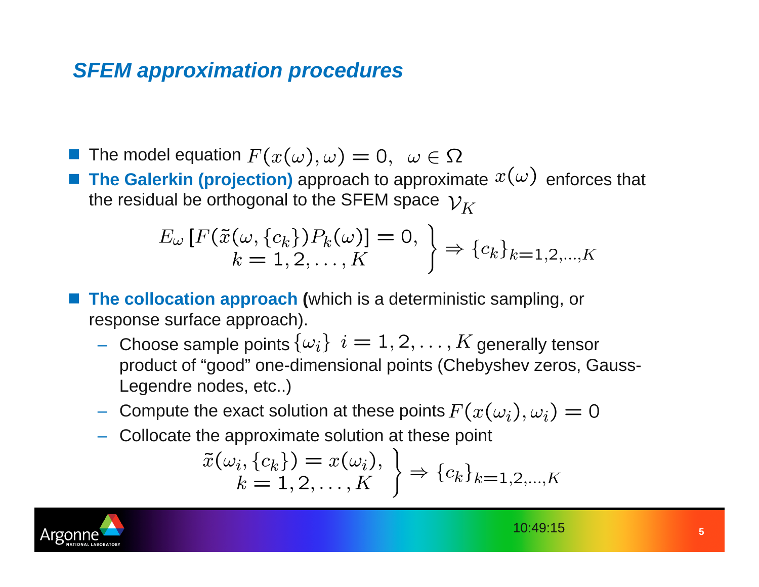## SFEM approximation procedures

- The model equation $F(x(\omega), \omega) = 0, \;\; \omega \in \Omega$
- **The Galerkin (projection)** approach to approximate $x(\omega)$ enforces that the residual be orthogonal to the SFEM space $\mathcal{V}_K$

$$\left.\begin{array}{c} E_\omega \left[ F(\tilde{x}(\omega, \{c_k\}) P_k(\omega) \right] = 0, \\ k = 1, 2, \ldots, K \end{array} \right\} \Rightarrow \{c_k\}_{k=1,2,\ldots,K}$$

- **The collocation approach (**which is a deterministic sampling, or response surface approach).
  - Choose sample points $\{\omega_i\} \;\; i = 1, 2, \ldots, K$ generally tensor product of "good" one-dimensional points (Chebyshev zeros, Gauss-Legendre nodes, etc..)
  - Compute the exact solution at these points $F(x(\omega_i), \omega_i) = 0$
  - Collocate the approximate solution at these point

$$\left.\begin{array}{c} \tilde{x}(\omega_i, \{c_k\}) = x(\omega_i), \\ k = 1, 2, \ldots, K \end{array} \right\} \Rightarrow \{c_k\}_{k=1,2,\ldots,K}$$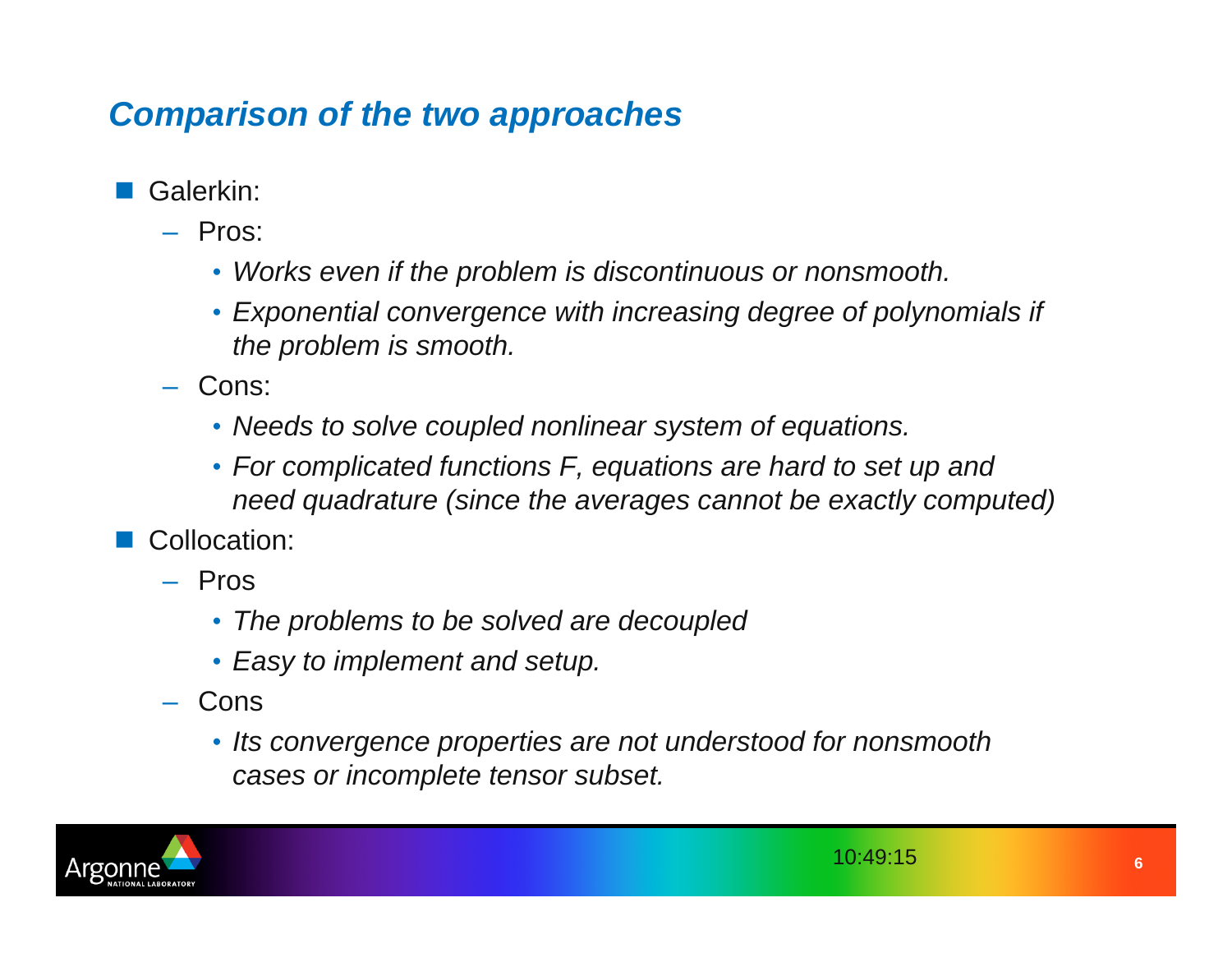## *Comparison of the two approaches*

- Galerkin:
  - Pros:
    - *Works even if the problem is discontinuous or nonsmooth.*
    - *Exponential convergence with increasing degree of polynomials if the problem is smooth.*
  - Cons:
    - *Needs to solve coupled nonlinear system of equations.*
    - *For complicated functions F, equations are hard to set up and need quadrature (since the averages cannot be exactly computed)*
- Collocation:
  - Pros
    - *The problems to be solved are decoupled*
    - *Easy to implement and setup.*
  - Cons
    - *Its convergence properties are not understood for nonsmooth cases or incomplete tensor subset.*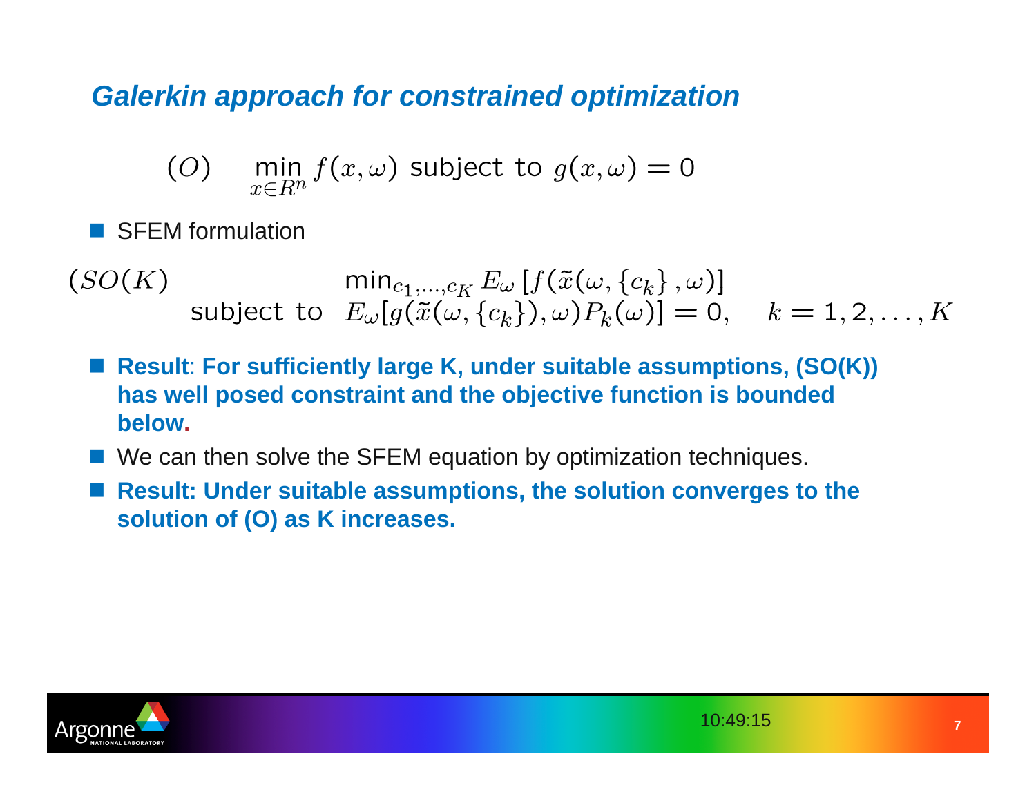# Galerkin approach for constrained optimization

$$(O) \quad \min_{x \in R^n} f(x,\omega) \text{ subject to } g(x,\omega) = 0$$

- SFEM formulation

$$
\begin{array}{lrl}
(SO(K)) & & \min_{c_1,\ldots,c_K} E_\omega \left[ f\left(\tilde{x}(\omega, \{c_k\}, \omega\right)\right] \\
& \text{subject to} & E_\omega[g(\tilde{x}(\omega,\{c_k\}),\omega) P_k(\omega)] = 0, \quad k = 1,2,\ldots,K
\end{array}
$$

- **Result**: **For sufficiently large K, under suitable assumptions, (SO(K)) has well posed constraint and the objective function is bounded below.**
- We can then solve the SFEM equation by optimization techniques.
- **Result: Under suitable assumptions, the solution converges to the solution of (O) as K increases.**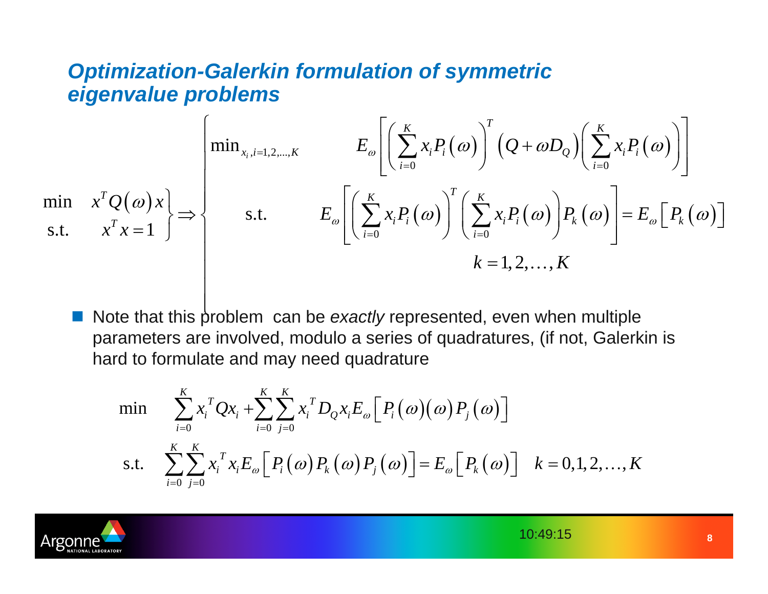## Optimization-Galerkin formulation of symmetric eigenvalue problems

$$
\left.\begin{array}{ll}\min & x^T Q(\omega) x \\ \text{s.t.} & x^T x = 1\end{array}\right\} \Rightarrow \left\{\begin{array}{ll}\min_{x_i, i=1,2,\ldots,K} & E_\omega\left[\left(\sum_{i=0}^{K} x_i P_i(\omega)\right)^T \left(Q + \omega D_Q\right)\left(\sum_{i=0}^{K} x_i P_i(\omega)\right)\right] \\ \text{s.t.} & E_\omega\left[\left(\sum_{i=0}^{K} x_i P_i(\omega)\right)^T \left(\sum_{i=0}^{K} x_i P_i(\omega)\right) P_k(\omega)\right] = E_\omega\left[P_k(\omega)\right] \\ & k = 1, 2, \ldots, K\end{array}\right.
$$

- Note that this problem can be *exactly* represented, even when multiple parameters are involved, modulo a series of quadratures, (if not, Galerkin is hard to formulate and may need quadrature

$$
\begin{array}{ll}\min & \sum_{i=0}^{K} x_i^T Q x_i + \sum_{i=0}^{K} \sum_{j=0}^{K} x_i^T D_Q x_i E_\omega\left[P_i(\omega)(\omega) P_j(\omega)\right] \\ \text{s.t.} & \sum_{i=0}^{K} \sum_{j=0}^{K} x_i^T x_i E_\omega\left[P_i(\omega) P_k(\omega) P_j(\omega)\right] = E_\omega\left[P_k(\omega)\right] \quad k = 0, 1, 2, \ldots, K\end{array}
$$

10:49:15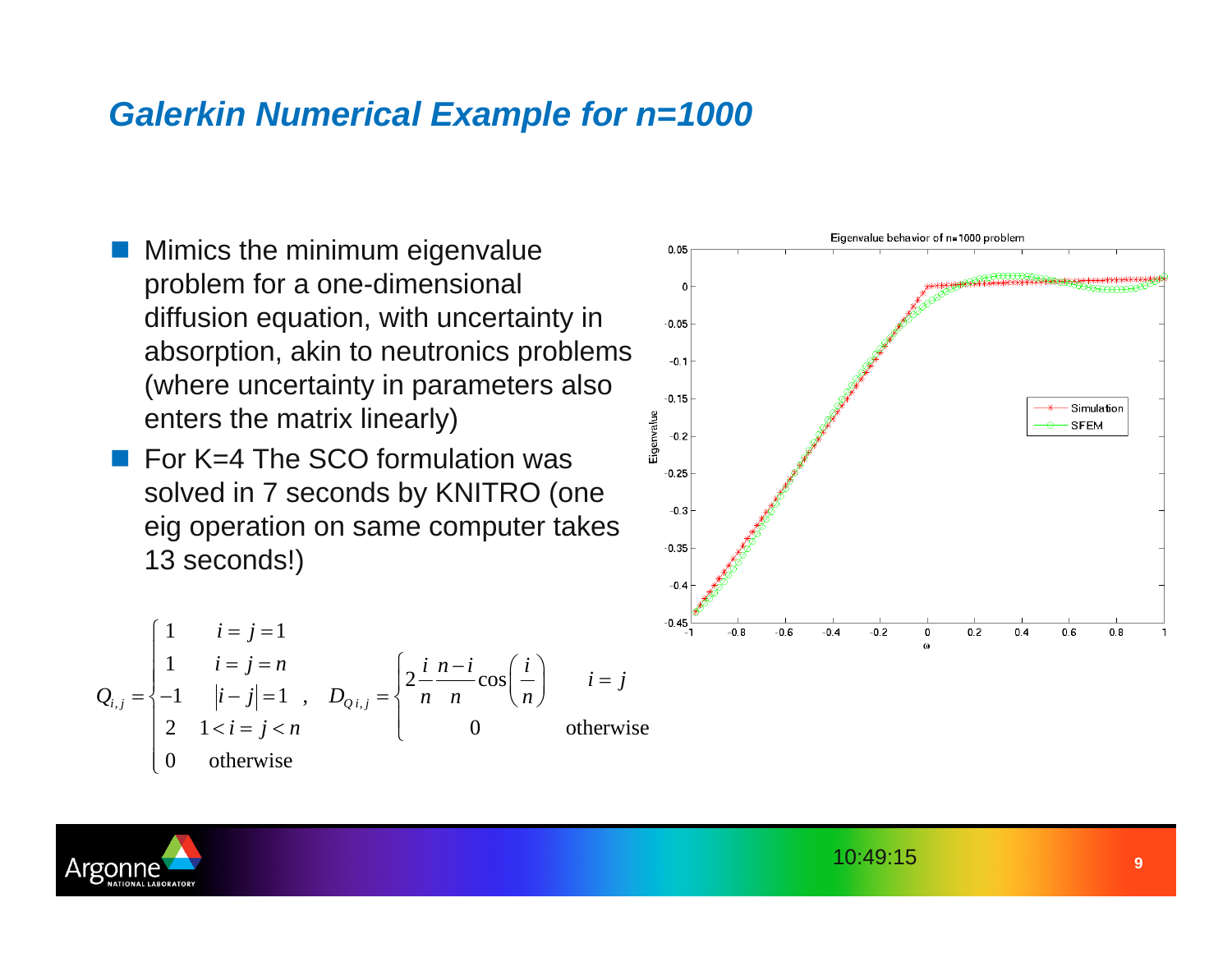# Galerkin Numerical Example for n=1000

- Mimics the minimum eigenvalue problem for a one-dimensional diffusion equation, with uncertainty in absorption, akin to neutronics problems (where uncertainty in parameters also enters the matrix linearly)
- For K=4 The SCO formulation was solved in 7 seconds by KNITRO (one eig operation on same computer takes 13 seconds!)

$$
Q_{i,j} = \begin{cases} 1 & i = j = 1 \\ 1 & i = j = n \\ -1 & |i-j| = 1 \\ 2 & 1 < i = j < n \\ 0 & \text{otherwise} \end{cases}, \quad D_{Q\,i,j} = \begin{cases} 2\dfrac{i}{n}\dfrac{n-i}{n}\cos\left(\dfrac{i}{n}\right) & i = j \\ 0 & \text{otherwise} \end{cases}
$$

Eigenvalue behavior of n=1000 problem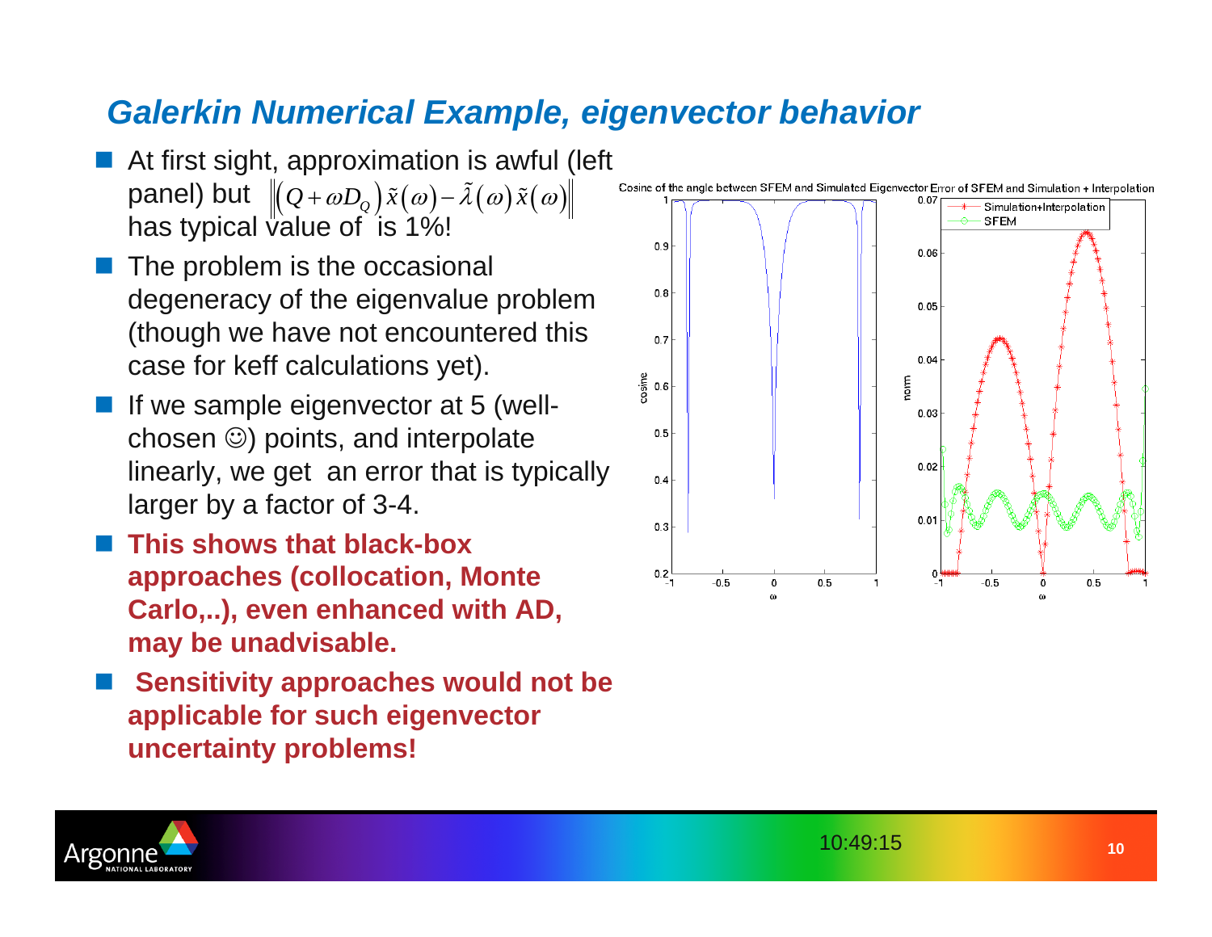## Galerkin Numerical Example, eigenvector behavior

- At first sight, approximation is awful (left panel) but $\left\|\left(Q+\omega D_Q\right)\tilde{x}(\omega)-\tilde{\lambda}(\omega)\tilde{x}(\omega)\right\|$ has typical value of is 1%!
- The problem is the occasional degeneracy of the eigenvalue problem (though we have not encountered this case for keff calculations yet).
- If we sample eigenvector at 5 (well-chosen ☺) points, and interpolate linearly, we get an error that is typically larger by a factor of 3-4.
- **This shows that black-box approaches (collocation, Monte Carlo,..), even enhanced with AD, may be unadvisable.**
- **Sensitivity approaches would not be applicable for such eigenvector uncertainty problems!**

Cosine of the angle between SFEM and Simulated Eigenvector

Error of SFEM and Simulation + Interpolation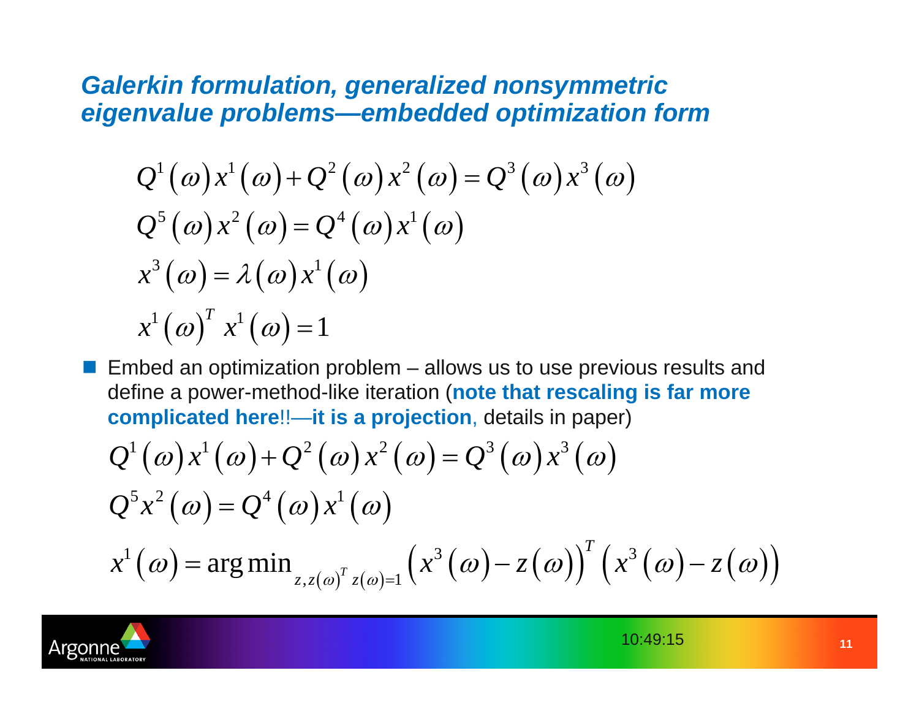## Galerkin formulation, generalized nonsymmetric eigenvalue problems—embedded optimization form

$$Q^1(\omega)x^1(\omega) + Q^2(\omega)x^2(\omega) = Q^3(\omega)x^3(\omega)$$

$$Q^5(\omega)x^2(\omega) = Q^4(\omega)x^1(\omega)$$

$$x^3(\omega) = \lambda(\omega)x^1(\omega)$$

$$x^1(\omega)^T x^1(\omega) = 1$$

- Embed an optimization problem – allows us to use previous results and define a power-method-like iteration (**note that rescaling is far more complicated here**!!—**it is a projection**, details in paper)

$$Q^1(\omega)x^1(\omega) + Q^2(\omega)x^2(\omega) = Q^3(\omega)x^3(\omega)$$

$$Q^5 x^2(\omega) = Q^4(\omega)x^1(\omega)$$

$$x^1(\omega) = \arg\min_{z, z(\omega)^T z(\omega) = 1} \left(x^3(\omega) - z(\omega)\right)^T \left(x^3(\omega) - z(\omega)\right)$$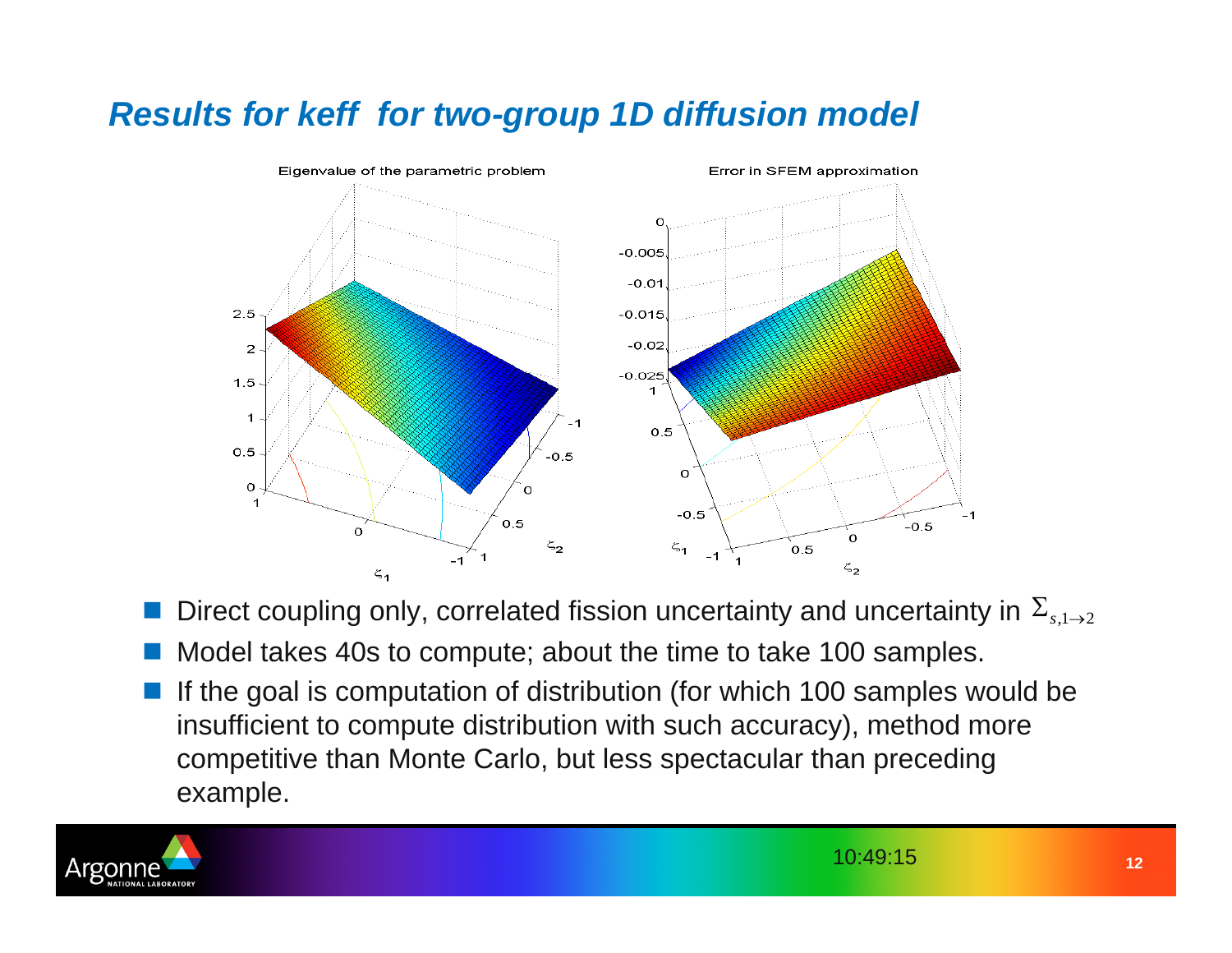## *Results for keff for two-group 1D diffusion model*

Eigenvalue of the parametric problem

Error in SFEM approximation

- Direct coupling only, correlated fission uncertainty and uncertainty in $\Sigma_{s,1\to 2}$
- Model takes 40s to compute; about the time to take 100 samples.
- If the goal is computation of distribution (for which 100 samples would be insufficient to compute distribution with such accuracy), method more competitive than Monte Carlo, but less spectacular than preceding example.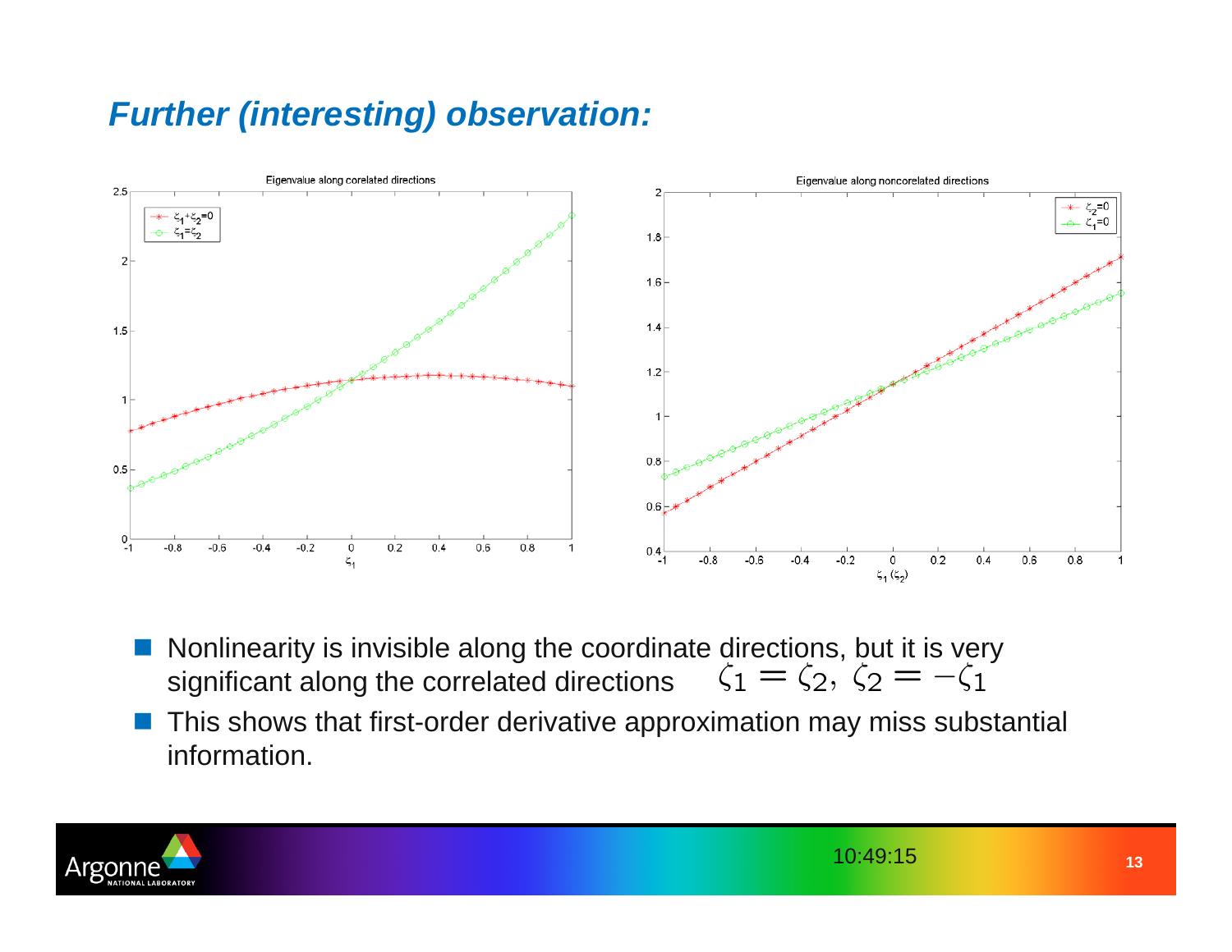## *Further (interesting) observation:*

- Nonlinearity is invisible along the coordinate directions, but it is very significant along the correlated directions $\zeta_1 = \zeta_2,\ \zeta_2 = -\zeta_1$
- This shows that first-order derivative approximation may miss substantial information.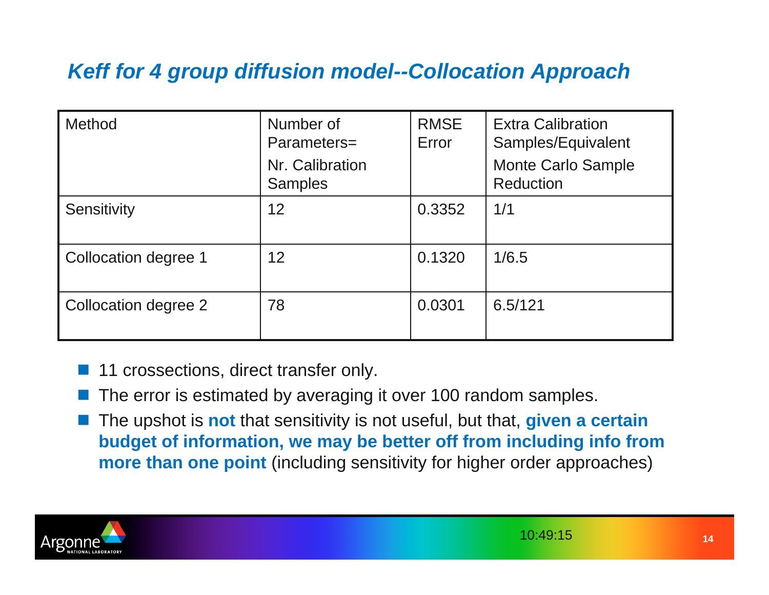## *Keff for 4 group diffusion model--Collocation Approach*

| Method | Number of Parameters= Nr. Calibration Samples | RMSE Error | Extra Calibration Samples/Equivalent Monte Carlo Sample Reduction |
|---|---|---|---|
| Sensitivity | 12 | 0.3352 | 1/1 |
| Collocation degree 1 | 12 | 0.1320 | 1/6.5 |
| Collocation degree 2 | 78 | 0.0301 | 6.5/121 |

- 11 crossections, direct transfer only.
- The error is estimated by averaging it over 100 random samples.
- The upshot is **not** that sensitivity is not useful, but that, **given a certain budget of information, we may be better off from including info from more than one point** (including sensitivity for higher order approaches)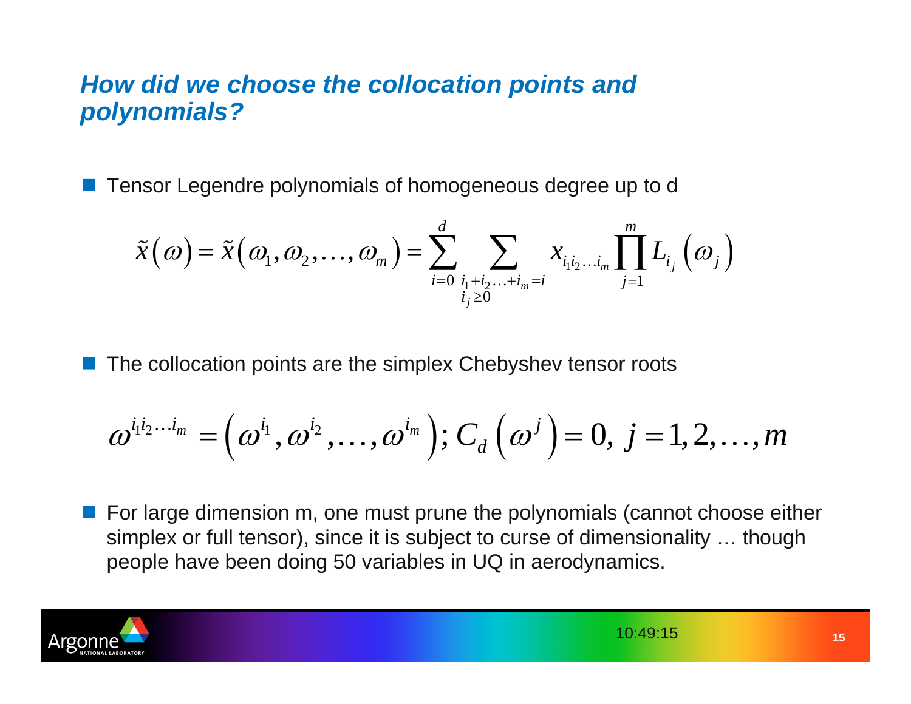## *How did we choose the collocation points and polynomials?*

- Tensor Legendre polynomials of homogeneous degree up to d

$$\tilde{x}(\omega) = \tilde{x}(\omega_1, \omega_2, \ldots, \omega_m) = \sum_{i=0}^{d} \sum_{\substack{i_1 + i_2 \ldots + i_m = i \\ i_j \geq 0}} x_{i_1 i_2 \ldots i_m} \prod_{j=1}^{m} L_{i_j}(\omega_j)$$

- The collocation points are the simplex Chebyshev tensor roots

$$\omega^{i_1 i_2 \ldots i_m} = \left(\omega^{i_1}, \omega^{i_2}, \ldots, \omega^{i_m}\right); C_d\left(\omega^{j}\right) = 0,\ j = 1, 2, \ldots, m$$

- For large dimension m, one must prune the polynomials (cannot choose either simplex or full tensor), since it is subject to curse of dimensionality … though people have been doing 50 variables in UQ in aerodynamics.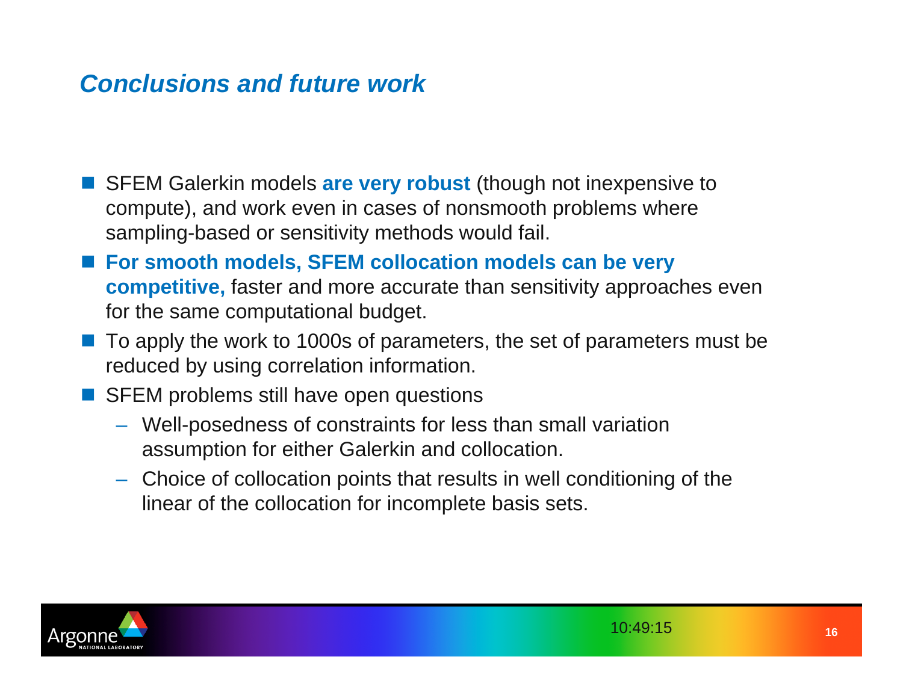## *Conclusions and future work*

- SFEM Galerkin models **are very robust** (though not inexpensive to compute), and work even in cases of nonsmooth problems where sampling-based or sensitivity methods would fail.
- **For smooth models, SFEM collocation models can be very competitive,** faster and more accurate than sensitivity approaches even for the same computational budget.
- To apply the work to 1000s of parameters, the set of parameters must be reduced by using correlation information.
- SFEM problems still have open questions
  - Well-posedness of constraints for less than small variation assumption for either Galerkin and collocation.
  - Choice of collocation points that results in well conditioning of the linear of the collocation for incomplete basis sets.